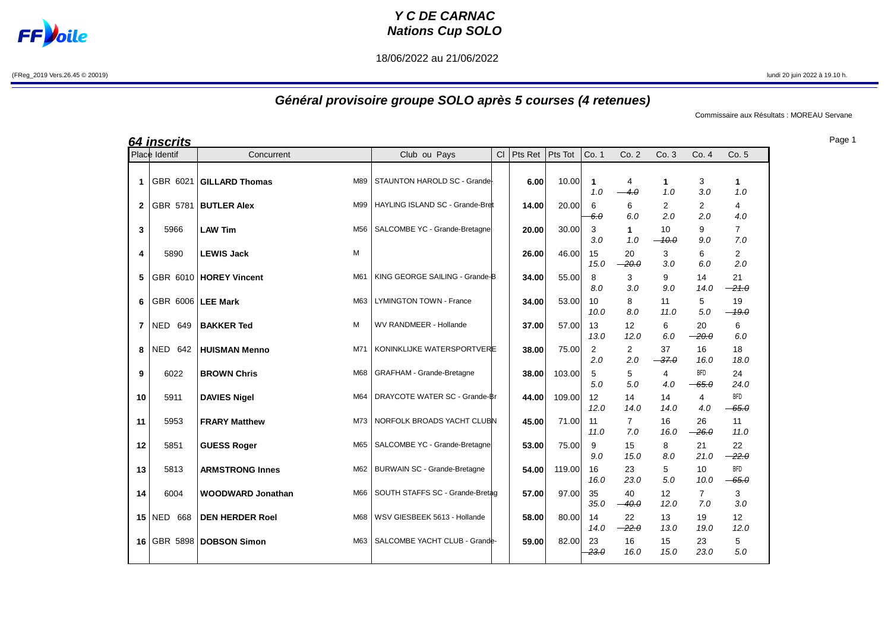# Y C DE CARNAC
# Nations Cup SOLO

18/06/2022 au 21/06/2022

(FReg_2019 Vers.26.45 © 20019)

lundi 20 juin 2022 à 19.10 h.

## Général provisoire groupe SOLO après 5 courses (4 retenues)

Commissaire aux Résultats : MOREAU Servane

**64 inscrits**

| Place | Identif | Concurrent | | Club ou Pays | Cl | Pts Ret | Pts Tot | Co. 1 | Co. 2 | Co. 3 | Co. 4 | Co. 5 |
|---|---|---|---|---|---|---|---|---|---|---|---|---|
| 1 | GBR 6021 | **GILLARD Thomas** | M89 | STAUNTON HAROLD SC - Grande- | | 6.00 | 10.00 | 1 / 1.0 | 4 / ~~4.0~~ | 1 / 1.0 | 3 / 3.0 | 1 / 1.0 |
| 2 | GBR 5781 | **BUTLER Alex** | M99 | HAYLING ISLAND SC - Grande-Bret | | 14.00 | 20.00 | 6 / ~~6.0~~ | 6 / 6.0 | 2 / 2.0 | 2 / 2.0 | 4 / 4.0 |
| 3 | 5966 | **LAW Tim** | M56 | SALCOMBE YC - Grande-Bretagne | | 20.00 | 30.00 | 3 / 3.0 | 1 / 1.0 | 10 / ~~10.0~~ | 9 / 9.0 | 7 / 7.0 |
| 4 | 5890 | **LEWIS Jack** | M | | | 26.00 | 46.00 | 15 / 15.0 | 20 / ~~20.0~~ | 3 / 3.0 | 6 / 6.0 | 2 / 2.0 |
| 5 | GBR 6010 | **HOREY Vincent** | M61 | KING GEORGE SAILING - Grande-B | | 34.00 | 55.00 | 8 / 8.0 | 3 / 3.0 | 9 / 9.0 | 14 / 14.0 | 21 / ~~21.0~~ |
| 6 | GBR 6006 | **LEE Mark** | M63 | LYMINGTON TOWN - France | | 34.00 | 53.00 | 10 / 10.0 | 8 / 8.0 | 11 / 11.0 | 5 / 5.0 | 19 / ~~19.0~~ |
| 7 | NED 649 | **BAKKER Ted** | M | WV RANDMEER - Hollande | | 37.00 | 57.00 | 13 / 13.0 | 12 / 12.0 | 6 / 6.0 | 20 / ~~20.0~~ | 6 / 6.0 |
| 8 | NED 642 | **HUISMAN Menno** | M71 | KONINKLIJKE WATERSPORTVERE | | 38.00 | 75.00 | 2 / 2.0 | 2 / 2.0 | 37 / ~~37.0~~ | 16 / 16.0 | 18 / 18.0 |
| 9 | 6022 | **BROWN Chris** | M68 | GRAFHAM - Grande-Bretagne | | 38.00 | 103.00 | 5 / 5.0 | 5 / 5.0 | 4 / 4.0 | BFD / ~~65.0~~ | 24 / 24.0 |
| 10 | 5911 | **DAVIES Nigel** | M64 | DRAYCOTE WATER SC - Grande-Br | | 44.00 | 109.00 | 12 / 12.0 | 14 / 14.0 | 14 / 14.0 | 4 / 4.0 | BFD / ~~65.0~~ |
| 11 | 5953 | **FRARY Matthew** | M73 | NORFOLK BROADS YACHT CLUBN | | 45.00 | 71.00 | 11 / 11.0 | 7 / 7.0 | 16 / 16.0 | 26 / ~~26.0~~ | 11 / 11.0 |
| 12 | 5851 | **GUESS Roger** | M65 | SALCOMBE YC - Grande-Bretagne | | 53.00 | 75.00 | 9 / 9.0 | 15 / 15.0 | 8 / 8.0 | 21 / 21.0 | 22 / ~~22.0~~ |
| 13 | 5813 | **ARMSTRONG Innes** | M62 | BURWAIN SC - Grande-Bretagne | | 54.00 | 119.00 | 16 / 16.0 | 23 / 23.0 | 5 / 5.0 | 10 / 10.0 | BFD / ~~65.0~~ |
| 14 | 6004 | **WOODWARD Jonathan** | M66 | SOUTH STAFFS SC - Grande-Bretag | | 57.00 | 97.00 | 35 / 35.0 | 40 / ~~40.0~~ | 12 / 12.0 | 7 / 7.0 | 3 / 3.0 |
| 15 | NED 668 | **DEN HERDER Roel** | M68 | WSV GIESBEEK 5613 - Hollande | | 58.00 | 80.00 | 14 / 14.0 | 22 / ~~22.0~~ | 13 / 13.0 | 19 / 19.0 | 12 / 12.0 |
| 16 | GBR 5898 | **DOBSON Simon** | M63 | SALCOMBE YACHT CLUB - Grande- | | 59.00 | 82.00 | 23 / ~~23.0~~ | 16 / 16.0 | 15 / 15.0 | 23 / 23.0 | 5 / 5.0 |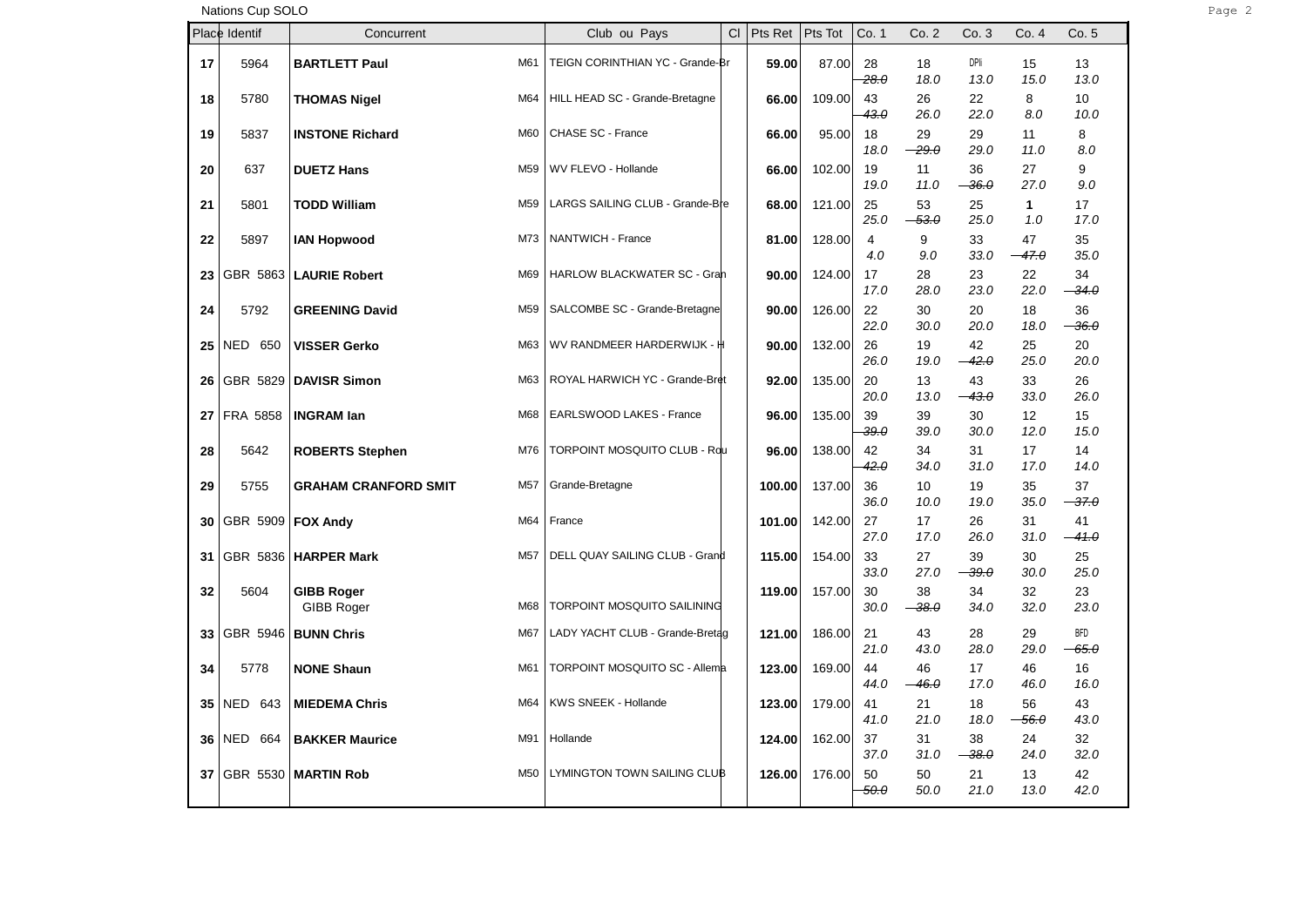Nations Cup SOLO

| Place | Identif | Concurrent | | Club ou Pays | Cl | Pts Ret | Pts Tot | Co. 1 | Co. 2 | Co. 3 | Co. 4 | Co. 5 |
|---|---|---|---|---|---|---|---|---|---|---|---|---|
| 17 | 5964 | **BARTLETT Paul** | M61 | TEIGN CORINTHIAN YC - Grande-Br | | **59.00** | 87.00 | 28 ~~28.0~~ | 18 18.0 | DPI 13.0 | 15 15.0 | 13 13.0 |
| 18 | 5780 | **THOMAS Nigel** | M64 | HILL HEAD SC - Grande-Bretagne | | **66.00** | 109.00 | 43 ~~43.0~~ | 26 26.0 | 22 22.0 | 8 8.0 | 10 10.0 |
| 19 | 5837 | **INSTONE Richard** | M60 | CHASE SC - France | | **66.00** | 95.00 | 18 18.0 | 29 ~~29.0~~ | 29 29.0 | 11 11.0 | 8 8.0 |
| 20 | 637 | **DUETZ Hans** | M59 | WV FLEVO - Hollande | | **66.00** | 102.00 | 19 19.0 | 11 11.0 | 36 ~~36.0~~ | 27 27.0 | 9 9.0 |
| 21 | 5801 | **TODD William** | M59 | LARGS SAILING CLUB - Grande-Bre | | **68.00** | 121.00 | 25 25.0 | 53 ~~53.0~~ | 25 25.0 | **1** 1.0 | 17 17.0 |
| 22 | 5897 | **IAN Hopwood** | M73 | NANTWICH - France | | **81.00** | 128.00 | 4 4.0 | 9 9.0 | 33 33.0 | 47 ~~47.0~~ | 35 35.0 |
| 23 | GBR 5863 | **LAURIE Robert** | M69 | HARLOW BLACKWATER SC - Gran | | **90.00** | 124.00 | 17 17.0 | 28 28.0 | 23 23.0 | 22 22.0 | 34 ~~34.0~~ |
| 24 | 5792 | **GREENING David** | M59 | SALCOMBE SC - Grande-Bretagne | | **90.00** | 126.00 | 22 22.0 | 30 30.0 | 20 20.0 | 18 18.0 | 36 ~~36.0~~ |
| 25 | NED 650 | **VISSER Gerko** | M63 | WV RANDMEER HARDERWIJK - H | | **90.00** | 132.00 | 26 26.0 | 19 19.0 | 42 ~~42.0~~ | 25 25.0 | 20 20.0 |
| 26 | GBR 5829 | **DAVISR Simon** | M63 | ROYAL HARWICH YC - Grande-Bret | | **92.00** | 135.00 | 20 20.0 | 13 13.0 | 43 ~~43.0~~ | 33 33.0 | 26 26.0 |
| 27 | FRA 5858 | **INGRAM Ian** | M68 | EARLSWOOD LAKES - France | | **96.00** | 135.00 | 39 ~~39.0~~ | 39 39.0 | 30 30.0 | 12 12.0 | 15 15.0 |
| 28 | 5642 | **ROBERTS Stephen** | M76 | TORPOINT MOSQUITO CLUB - Rou | | **96.00** | 138.00 | 42 ~~42.0~~ | 34 34.0 | 31 31.0 | 17 17.0 | 14 14.0 |
| 29 | 5755 | **GRAHAM CRANFORD SMIT** | M57 | Grande-Bretagne | | **100.00** | 137.00 | 36 36.0 | 10 10.0 | 19 19.0 | 35 35.0 | 37 ~~37.0~~ |
| 30 | GBR 5909 | **FOX Andy** | M64 | France | | **101.00** | 142.00 | 27 27.0 | 17 17.0 | 26 26.0 | 31 31.0 | 41 ~~41.0~~ |
| 31 | GBR 5836 | **HARPER Mark** | M57 | DELL QUAY SAILING CLUB - Grand | | **115.00** | 154.00 | 33 33.0 | 27 27.0 | 39 ~~39.0~~ | 30 30.0 | 25 25.0 |
| 32 | 5604 | **GIBB Roger** GIBB Roger | M68 | TORPOINT MOSQUITO SAILINING | | **119.00** | 157.00 | 30 30.0 | 38 ~~38.0~~ | 34 34.0 | 32 32.0 | 23 23.0 |
| 33 | GBR 5946 | **BUNN Chris** | M67 | LADY YACHT CLUB - Grande-Bretag | | **121.00** | 186.00 | 21 21.0 | 43 43.0 | 28 28.0 | 29 29.0 | BFD ~~65.0~~ |
| 34 | 5778 | **NONE Shaun** | M61 | TORPOINT MOSQUITO SC - Allema | | **123.00** | 169.00 | 44 44.0 | 46 ~~46.0~~ | 17 17.0 | 46 46.0 | 16 16.0 |
| 35 | NED 643 | **MIEDEMA Chris** | M64 | KWS SNEEK - Hollande | | **123.00** | 179.00 | 41 41.0 | 21 21.0 | 18 18.0 | 56 ~~56.0~~ | 43 43.0 |
| 36 | NED 664 | **BAKKER Maurice** | M91 | Hollande | | **124.00** | 162.00 | 37 37.0 | 31 31.0 | 38 ~~38.0~~ | 24 24.0 | 32 32.0 |
| 37 | GBR 5530 | **MARTIN Rob** | M50 | LYMINGTON TOWN SAILING CLUB | | **126.00** | 176.00 | 50 ~~50.0~~ | 50 50.0 | 21 21.0 | 13 13.0 | 42 42.0 |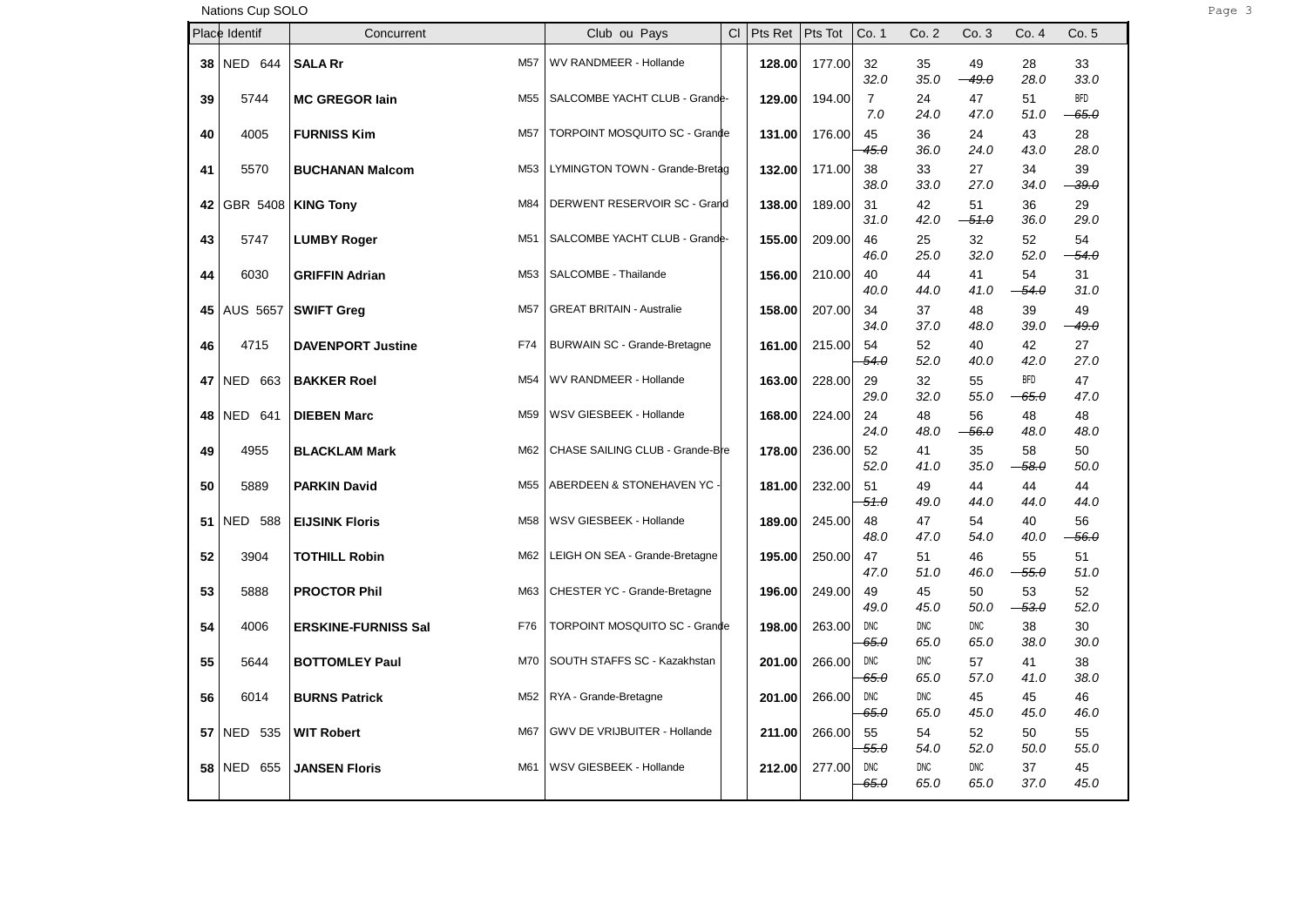Nations Cup SOLO

| Place | Identif | Concurrent | | Club ou Pays | Cl | Pts Ret | Pts Tot | Co. 1 | Co. 2 | Co. 3 | Co. 4 | Co. 5 |
|---|---|---|---|---|---|---|---|---|---|---|---|---|
| 38 | NED 644 | **SALA Rr** | M57 | WV RANDMEER - Hollande | | **128.00** | 177.00 | 32 *32.0* | 35 *35.0* | 49 ~~*49.0*~~ | 28 *28.0* | 33 *33.0* |
| 39 | 5744 | **MC GREGOR Iain** | M55 | SALCOMBE YACHT CLUB - Grande- | | **129.00** | 194.00 | 7 *7.0* | 24 *24.0* | 47 *47.0* | 51 *51.0* | BFD ~~*65.0*~~ |
| 40 | 4005 | **FURNISS Kim** | M57 | TORPOINT MOSQUITO SC - Grande | | **131.00** | 176.00 | 45 ~~*45.0*~~ | 36 *36.0* | 24 *24.0* | 43 *43.0* | 28 *28.0* |
| 41 | 5570 | **BUCHANAN Malcom** | M53 | LYMINGTON TOWN - Grande-Bretag | | **132.00** | 171.00 | 38 *38.0* | 33 *33.0* | 27 *27.0* | 34 *34.0* | 39 ~~*39.0*~~ |
| 42 | GBR 5408 | **KING Tony** | M84 | DERWENT RESERVOIR SC - Grand | | **138.00** | 189.00 | 31 *31.0* | 42 *42.0* | 51 ~~*51.0*~~ | 36 *36.0* | 29 *29.0* |
| 43 | 5747 | **LUMBY Roger** | M51 | SALCOMBE YACHT CLUB - Grande- | | **155.00** | 209.00 | 46 *46.0* | 25 *25.0* | 32 *32.0* | 52 *52.0* | 54 ~~*54.0*~~ |
| 44 | 6030 | **GRIFFIN Adrian** | M53 | SALCOMBE - Thailande | | **156.00** | 210.00 | 40 *40.0* | 44 *44.0* | 41 *41.0* | 54 ~~*54.0*~~ | 31 *31.0* |
| 45 | AUS 5657 | **SWIFT Greg** | M57 | GREAT BRITAIN - Australie | | **158.00** | 207.00 | 34 *34.0* | 37 *37.0* | 48 *48.0* | 39 *39.0* | 49 ~~*49.0*~~ |
| 46 | 4715 | **DAVENPORT Justine** | F74 | BURWAIN SC - Grande-Bretagne | | **161.00** | 215.00 | 54 ~~*54.0*~~ | 52 *52.0* | 40 *40.0* | 42 *42.0* | 27 *27.0* |
| 47 | NED 663 | **BAKKER Roel** | M54 | WV RANDMEER - Hollande | | **163.00** | 228.00 | 29 *29.0* | 32 *32.0* | 55 *55.0* | BFD ~~*65.0*~~ | 47 *47.0* |
| 48 | NED 641 | **DIEBEN Marc** | M59 | WSV GIESBEEK - Hollande | | **168.00** | 224.00 | 24 *24.0* | 48 *48.0* | 56 ~~*56.0*~~ | 48 *48.0* | 48 *48.0* |
| 49 | 4955 | **BLACKLAM Mark** | M62 | CHASE SAILING CLUB - Grande-Bre | | **178.00** | 236.00 | 52 *52.0* | 41 *41.0* | 35 *35.0* | 58 ~~*58.0*~~ | 50 *50.0* |
| 50 | 5889 | **PARKIN David** | M55 | ABERDEEN & STONEHAVEN YC - | | **181.00** | 232.00 | 51 ~~*51.0*~~ | 49 *49.0* | 44 *44.0* | 44 *44.0* | 44 *44.0* |
| 51 | NED 588 | **EIJSINK Floris** | M58 | WSV GIESBEEK - Hollande | | **189.00** | 245.00 | 48 *48.0* | 47 *47.0* | 54 *54.0* | 40 *40.0* | 56 ~~*56.0*~~ |
| 52 | 3904 | **TOTHILL Robin** | M62 | LEIGH ON SEA - Grande-Bretagne | | **195.00** | 250.00 | 47 *47.0* | 51 *51.0* | 46 *46.0* | 55 ~~*55.0*~~ | 51 *51.0* |
| 53 | 5888 | **PROCTOR Phil** | M63 | CHESTER YC - Grande-Bretagne | | **196.00** | 249.00 | 49 *49.0* | 45 *45.0* | 50 *50.0* | 53 ~~*53.0*~~ | 52 *52.0* |
| 54 | 4006 | **ERSKINE-FURNISS Sal** | F76 | TORPOINT MOSQUITO SC - Grande | | **198.00** | 263.00 | DNC ~~*65.0*~~ | DNC *65.0* | DNC *65.0* | 38 *38.0* | 30 *30.0* |
| 55 | 5644 | **BOTTOMLEY Paul** | M70 | SOUTH STAFFS SC - Kazakhstan | | **201.00** | 266.00 | DNC ~~*65.0*~~ | DNC *65.0* | 57 *57.0* | 41 *41.0* | 38 *38.0* |
| 56 | 6014 | **BURNS Patrick** | M52 | RYA - Grande-Bretagne | | **201.00** | 266.00 | DNC ~~*65.0*~~ | DNC *65.0* | 45 *45.0* | 45 *45.0* | 46 *46.0* |
| 57 | NED 535 | **WIT Robert** | M67 | GWV DE VRIJBUITER - Hollande | | **211.00** | 266.00 | 55 ~~*55.0*~~ | 54 *54.0* | 52 *52.0* | 50 *50.0* | 55 *55.0* |
| 58 | NED 655 | **JANSEN Floris** | M61 | WSV GIESBEEK - Hollande | | **212.00** | 277.00 | DNC ~~*65.0*~~ | DNC *65.0* | DNC *65.0* | 37 *37.0* | 45 *45.0* |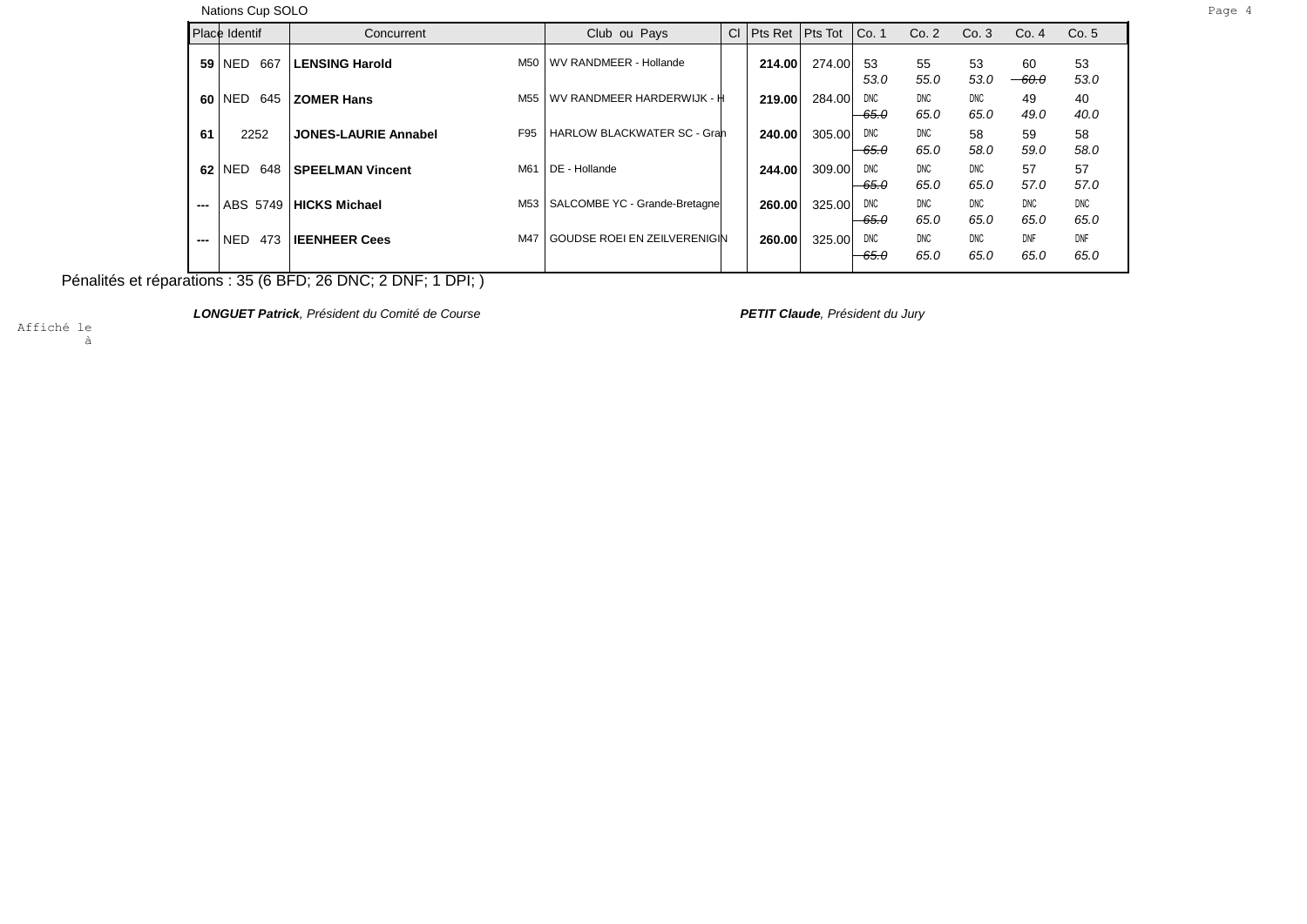Nations Cup SOLO

| Place | Identif | Concurrent | | Club ou Pays | Cl | Pts Ret | Pts Tot | Co. 1 | Co. 2 | Co. 3 | Co. 4 | Co. 5 |
|---|---|---|---|---|---|---|---|---|---|---|---|---|
| **59** | NED 667 | **LENSING Harold** | M50 | WV RANDMEER - Hollande | | **214.00** | 274.00 | 53 *53.0* | 55 *55.0* | 53 *53.0* | 60 ~~*60.0*~~ | 53 *53.0* |
| **60** | NED 645 | **ZOMER Hans** | M55 | WV RANDMEER HARDERWIJK - H | | **219.00** | 284.00 | DNC ~~*65.0*~~ | DNC *65.0* | DNC *65.0* | 49 *49.0* | 40 *40.0* |
| **61** | 2252 | **JONES-LAURIE Annabel** | F95 | HARLOW BLACKWATER SC - Gran | | **240.00** | 305.00 | DNC ~~*65.0*~~ | DNC *65.0* | 58 *58.0* | 59 *59.0* | 58 *58.0* |
| **62** | NED 648 | **SPEELMAN Vincent** | M61 | DE - Hollande | | **244.00** | 309.00 | DNC ~~*65.0*~~ | DNC *65.0* | DNC *65.0* | 57 *57.0* | 57 *57.0* |
| --- | ABS 5749 | **HICKS Michael** | M53 | SALCOMBE YC - Grande-Bretagne | | **260.00** | 325.00 | DNC ~~*65.0*~~ | DNC *65.0* | DNC *65.0* | DNC *65.0* | DNC *65.0* |
| --- | NED 473 | **IEENHEER Cees** | M47 | GOUDSE ROEI EN ZEILVERENIGIN | | **260.00** | 325.00 | DNC ~~*65.0*~~ | DNC *65.0* | DNC *65.0* | DNF *65.0* | DNF *65.0* |

Pénalités et réparations : 35 (6 BFD; 26 DNC; 2 DNF; 1 DPI; )

***LONGUET Patrick**, Président du Comité de Course*

***PETIT Claude**, Président du Jury*

Affiché le
à